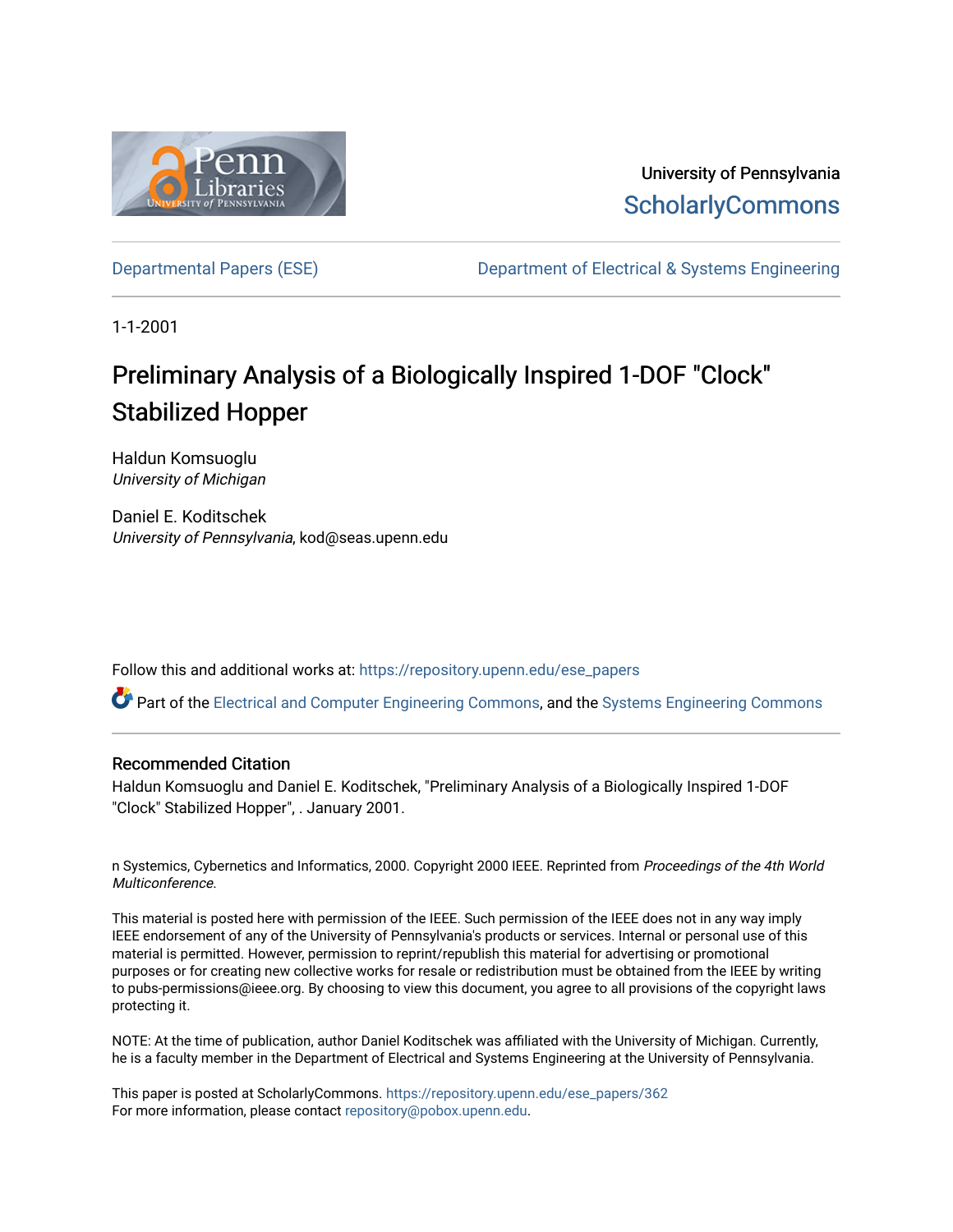University of Pennsylvania
ScholarlyCommons

Departmental Papers (ESE) | Department of Electrical & Systems Engineering

1-1-2001

# Preliminary Analysis of a Biologically Inspired 1-DOF "Clock" Stabilized Hopper

Haldun Komsuoglu
*University of Michigan*

Daniel E. Koditschek
*University of Pennsylvania*, kod@seas.upenn.edu

Follow this and additional works at: https://repository.upenn.edu/ese_papers

Part of the Electrical and Computer Engineering Commons, and the Systems Engineering Commons

## Recommended Citation

Haldun Komsuoglu and Daniel E. Koditschek, "Preliminary Analysis of a Biologically Inspired 1-DOF "Clock" Stabilized Hopper", . January 2001.

n Systemics, Cybernetics and Informatics, 2000. Copyright 2000 IEEE. Reprinted from *Proceedings of the 4th World Multiconference*.

This material is posted here with permission of the IEEE. Such permission of the IEEE does not in any way imply IEEE endorsement of any of the University of Pennsylvania's products or services. Internal or personal use of this material is permitted. However, permission to reprint/republish this material for advertising or promotional purposes or for creating new collective works for resale or redistribution must be obtained from the IEEE by writing to pubs-permissions@ieee.org. By choosing to view this document, you agree to all provisions of the copyright laws protecting it.

NOTE: At the time of publication, author Daniel Koditschek was affiliated with the University of Michigan. Currently, he is a faculty member in the Department of Electrical and Systems Engineering at the University of Pennsylvania.

This paper is posted at ScholarlyCommons. https://repository.upenn.edu/ese_papers/362
For more information, please contact repository@pobox.upenn.edu.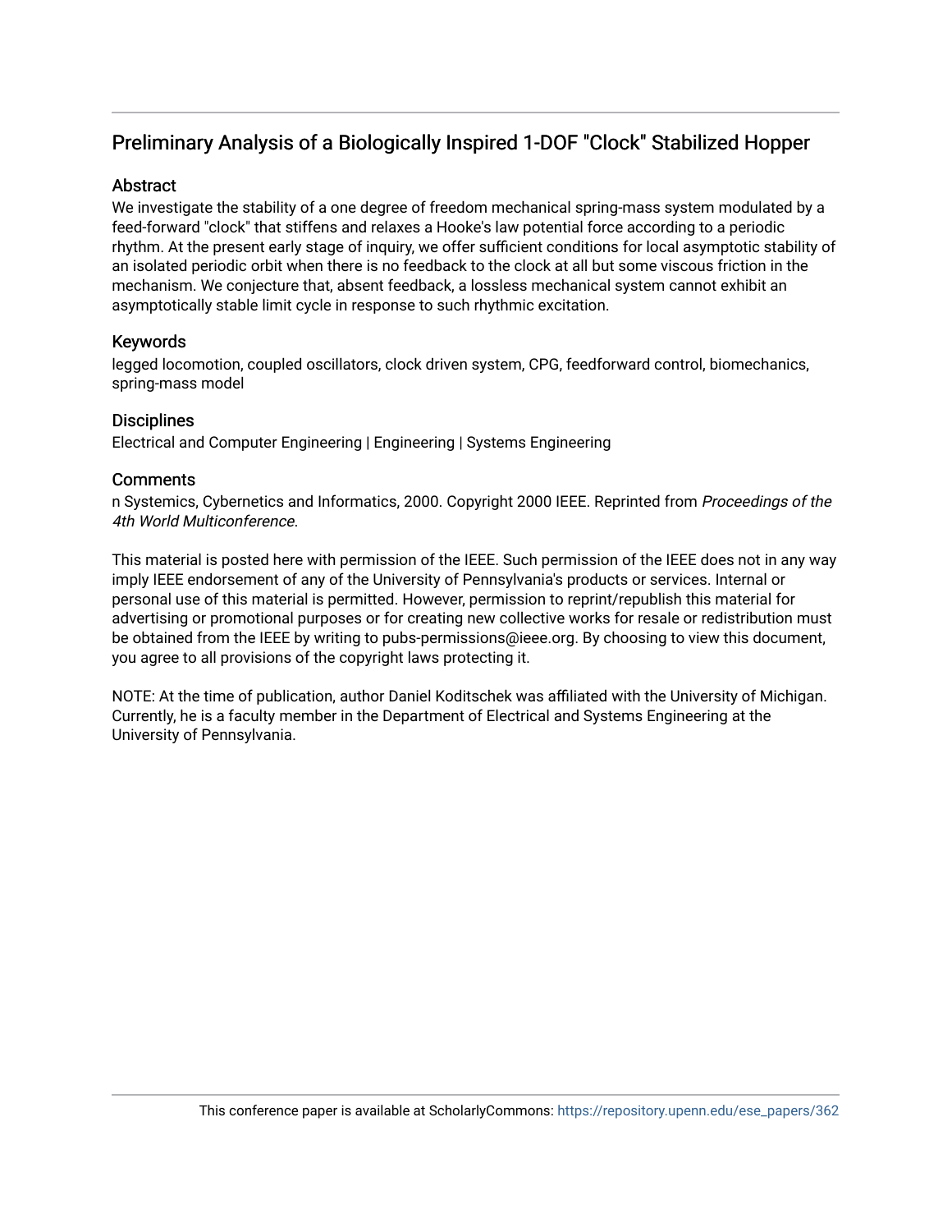# Preliminary Analysis of a Biologically Inspired 1-DOF "Clock" Stabilized Hopper

## Abstract

We investigate the stability of a one degree of freedom mechanical spring-mass system modulated by a feed-forward "clock" that stiffens and relaxes a Hooke's law potential force according to a periodic rhythm. At the present early stage of inquiry, we offer sufficient conditions for local asymptotic stability of an isolated periodic orbit when there is no feedback to the clock at all but some viscous friction in the mechanism. We conjecture that, absent feedback, a lossless mechanical system cannot exhibit an asymptotically stable limit cycle in response to such rhythmic excitation.

## Keywords

legged locomotion, coupled oscillators, clock driven system, CPG, feedforward control, biomechanics, spring-mass model

## Disciplines

Electrical and Computer Engineering | Engineering | Systems Engineering

## Comments

n Systemics, Cybernetics and Informatics, 2000. Copyright 2000 IEEE. Reprinted from *Proceedings of the 4th World Multiconference*.

This material is posted here with permission of the IEEE. Such permission of the IEEE does not in any way imply IEEE endorsement of any of the University of Pennsylvania's products or services. Internal or personal use of this material is permitted. However, permission to reprint/republish this material for advertising or promotional purposes or for creating new collective works for resale or redistribution must be obtained from the IEEE by writing to pubs-permissions@ieee.org. By choosing to view this document, you agree to all provisions of the copyright laws protecting it.

NOTE: At the time of publication, author Daniel Koditschek was affiliated with the University of Michigan. Currently, he is a faculty member in the Department of Electrical and Systems Engineering at the University of Pennsylvania.

This conference paper is available at ScholarlyCommons: https://repository.upenn.edu/ese_papers/362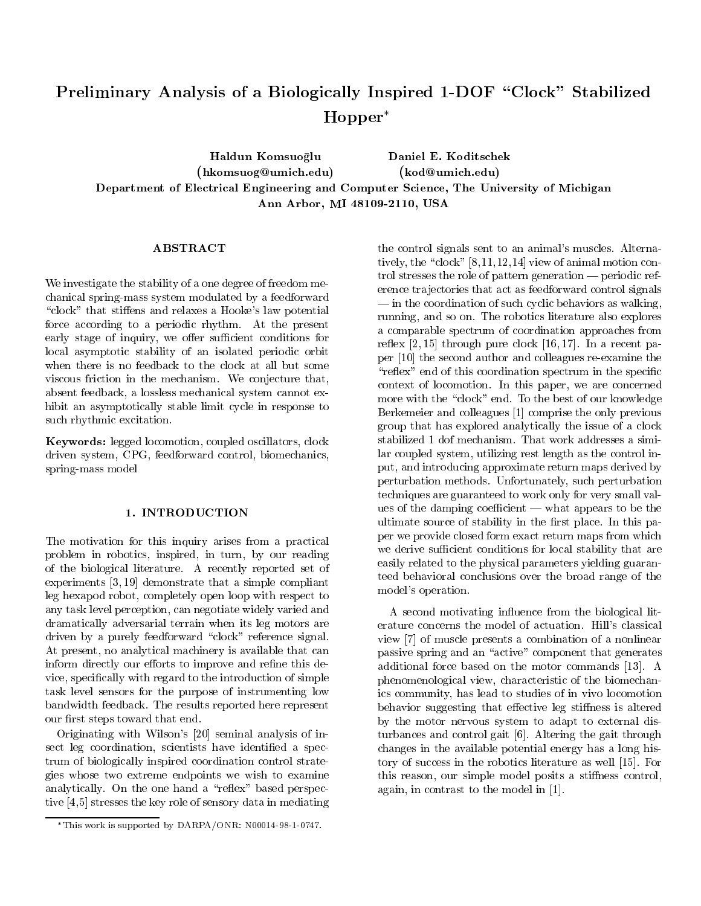# Preliminary Analysis of a Biologically Inspired 1-DOF "Clock" Stabilized Hopper*

**Haldun Komsuoğlu** (hkomsuog@umich.edu)   **Daniel E. Koditschek** (kod@umich.edu)

**Department of Electrical Engineering and Computer Science, The University of Michigan**
**Ann Arbor, MI 48109-2110, USA**

## ABSTRACT

We investigate the stability of a one degree of freedom mechanical spring-mass system modulated by a feedforward "clock" that stiffens and relaxes a Hooke's law potential force according to a periodic rhythm. At the present early stage of inquiry, we offer sufficient conditions for local asymptotic stability of an isolated periodic orbit when there is no feedback to the clock at all but some viscous friction in the mechanism. We conjecture that, absent feedback, a lossless mechanical system cannot exhibit an asymptotically stable limit cycle in response to such rhythmic excitation.

**Keywords:** legged locomotion, coupled oscillators, clock driven system, CPG, feedforward control, biomechanics, spring-mass model

## 1. INTRODUCTION

The motivation for this inquiry arises from a practical problem in robotics, inspired, in turn, by our reading of the biological literature. A recently reported set of experiments [3, 19] demonstrate that a simple compliant leg hexapod robot, completely open loop with respect to any task level perception, can negotiate widely varied and dramatically adversarial terrain when its leg motors are driven by a purely feedforward "clock" reference signal. At present, no analytical machinery is available that can inform directly our efforts to improve and refine this device, specifically with regard to the introduction of simple task level sensors for the purpose of instrumenting low bandwidth feedback. The results reported here represent our first steps toward that end.

Originating with Wilson's [20] seminal analysis of insect leg coordination, scientists have identified a spectrum of biologically inspired coordination control strategies whose two extreme endpoints we wish to examine analytically. On the one hand a "reflex" based perspective [4,5] stresses the key role of sensory data in mediating the control signals sent to an animal's muscles. Alternatively, the "clock" [8,11,12,14] view of animal motion control stresses the role of pattern generation — periodic reference trajectories that act as feedforward control signals — in the coordination of such cyclic behaviors as walking, running, and so on. The robotics literature also explores a comparable spectrum of coordination approaches from reflex [2, 15] through pure clock [16, 17]. In a recent paper [10] the second author and colleagues re-examine the "reflex" end of this coordination spectrum in the specific context of locomotion. In this paper, we are concerned more with the "clock" end. To the best of our knowledge Berkemeier and colleagues [1] comprise the only previous group that has explored analytically the issue of a clock stabilized 1 dof mechanism. That work addresses a similar coupled system, utilizing rest length as the control input, and introducing approximate return maps derived by perturbation methods. Unfortunately, such perturbation techniques are guaranteed to work only for very small values of the damping coefficient — what appears to be the ultimate source of stability in the first place. In this paper we provide closed form exact return maps from which we derive sufficient conditions for local stability that are easily related to the physical parameters yielding guaranteed behavioral conclusions over the broad range of the model's operation.

A second motivating influence from the biological literature concerns the model of actuation. Hill's classical view [7] of muscle presents a combination of a nonlinear passive spring and an "active" component that generates additional force based on the motor commands [13]. A phenomenological view, characteristic of the biomechanics community, has lead to studies of in vivo locomotion behavior suggesting that effective leg stiffness is altered by the motor nervous system to adapt to external disturbances and control gait [6]. Altering the gait through changes in the available potential energy has a long history of success in the robotics literature as well [15]. For this reason, our simple model posits a stiffness control, again, in contrast to the model in [1].

---

*This work is supported by DARPA/ONR: N00014-98-1-0747.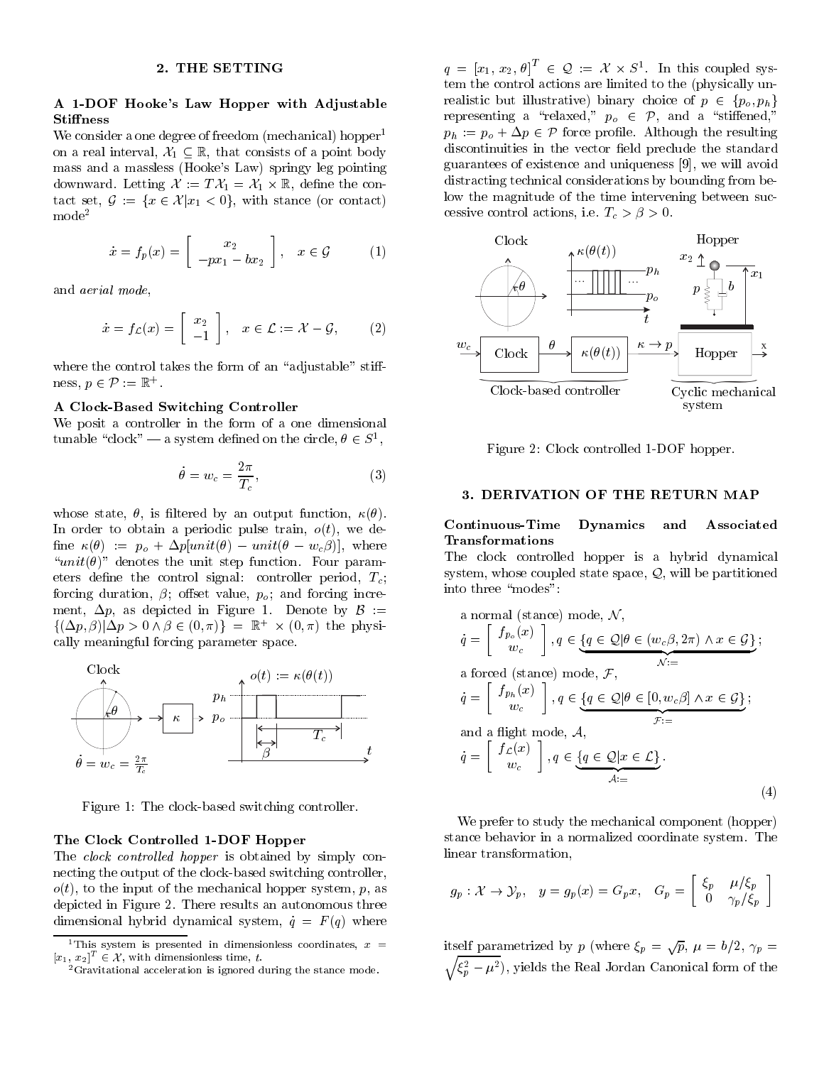## 2. THE SETTING

### A 1-DOF Hooke's Law Hopper with Adjustable Stiffness

We consider a one degree of freedom (mechanical) hopper[1] on a real interval, $\mathcal{X}_1 \subseteq \mathbb{R}$, that consists of a point body mass and a massless (Hooke's Law) springy leg pointing downward. Letting $\mathcal{X} := T\mathcal{X}_1 = \mathcal{X}_1 \times \mathbb{R}$, define the contact set, $\mathcal{G} := \{x \in \mathcal{X} | x_1 < 0\}$, with stance (or contact) mode[2]

$$\dot{x} = f_p(x) = \begin{bmatrix} x_2 \\ -px_1 - bx_2 \end{bmatrix}, \quad x \in \mathcal{G} \tag{1}$$

and *aerial mode*,

$$\dot{x} = f_{\mathcal{L}}(x) = \begin{bmatrix} x_2 \\ -1 \end{bmatrix}, \quad x \in \mathcal{L} := \mathcal{X} - \mathcal{G}, \tag{2}$$

where the control takes the form of an "adjustable" stiffness, $p \in \mathcal{P} := \mathbb{R}^+$.

### A Clock-Based Switching Controller

We posit a controller in the form of a one dimensional tunable "clock" — a system defined on the circle, $\theta \in S^1$,

$$\dot{\theta} = w_c = \frac{2\pi}{T_c}, \tag{3}$$

whose state, $\theta$, is filtered by an output function, $\kappa(\theta)$. In order to obtain a periodic pulse train, $o(t)$, we define $\kappa(\theta) := p_o + \Delta p[unit(\theta) - unit(\theta - w_c\beta)]$, where "$unit(\theta)$" denotes the unit step function. Four parameters define the control signal: controller period, $T_c$; forcing duration, $\beta$; offset value, $p_o$; and forcing increment, $\Delta p$, as depicted in Figure 1. Denote by $\mathcal{B} := \{(\Delta p, \beta) | \Delta p > 0 \wedge \beta \in (0, \pi)\} = \mathbb{R}^+ \times (0, \pi)$ the physically meaningful forcing parameter space.

Figure 1: The clock-based switching controller.

### The Clock Controlled 1-DOF Hopper

The *clock controlled hopper* is obtained by simply connecting the output of the clock-based switching controller, $o(t)$, to the input of the mechanical hopper system, $p$, as depicted in Figure 2. There results an autonomous three dimensional hybrid dynamical system, $\dot{q} = F(q)$ where $q = [x_1, x_2, \theta]^T \in \mathcal{Q} := \mathcal{X} \times S^1$. In this coupled system the control actions are limited to the (physically unrealistic but illustrative) binary choice of $p \in \{p_o, p_h\}$ representing a "relaxed," $p_o \in \mathcal{P}$, and a "stiffened," $p_h := p_o + \Delta p \in \mathcal{P}$ force profile. Although the resulting discontinuities in the vector field preclude the standard guarantees of existence and uniqueness [9], we will avoid distracting technical considerations by bounding from below the magnitude of the time intervening between successive control actions, i.e. $T_c > \beta > 0$.

Figure 2: Clock controlled 1-DOF hopper.

[1] This system is presented in dimensionless coordinates, $x = [x_1, x_2]^T \in \mathcal{X}$, with dimensionless time, $t$.

[2] Gravitational acceleration is ignored during the stance mode.

## 3. DERIVATION OF THE RETURN MAP

### Continuous-Time Dynamics and Associated Transformations

The clock controlled hopper is a hybrid dynamical system, whose coupled state space, $\mathcal{Q}$, will be partitioned into three "modes":

a normal (stance) mode, $\mathcal{N}$,

$$\dot{q} = \begin{bmatrix} f_{p_o}(x) \\ w_c \end{bmatrix}, q \in \underbrace{\{q \in \mathcal{Q} | \theta \in (w_c\beta, 2\pi) \wedge x \in \mathcal{G}\}}_{\mathcal{N}:=};$$

a forced (stance) mode, $\mathcal{F}$,

$$\dot{q} = \begin{bmatrix} f_{p_h}(x) \\ w_c \end{bmatrix}, q \in \underbrace{\{q \in \mathcal{Q} | \theta \in [0, w_c\beta] \wedge x \in \mathcal{G}\}}_{\mathcal{F}:=};$$

and a flight mode, $\mathcal{A}$,

$$\dot{q} = \begin{bmatrix} f_{\mathcal{L}}(x) \\ w_c \end{bmatrix}, q \in \underbrace{\{q \in \mathcal{Q} | x \in \mathcal{L}\}}_{\mathcal{A}:=}. \tag{4}$$

We prefer to study the mechanical component (hopper) stance behavior in a normalized coordinate system. The linear transformation,

$$g_p : \mathcal{X} \to \mathcal{Y}_p, \quad y = g_p(x) = G_p x, \quad G_p = \begin{bmatrix} \xi_p & \mu/\xi_p \\ 0 & \gamma_p/\xi_p \end{bmatrix}$$

itself parametrized by $p$ (where $\xi_p = \sqrt{p}$, $\mu = b/2$, $\gamma_p = \sqrt{\xi_p^2 - \mu^2}$), yields the Real Jordan Canonical form of the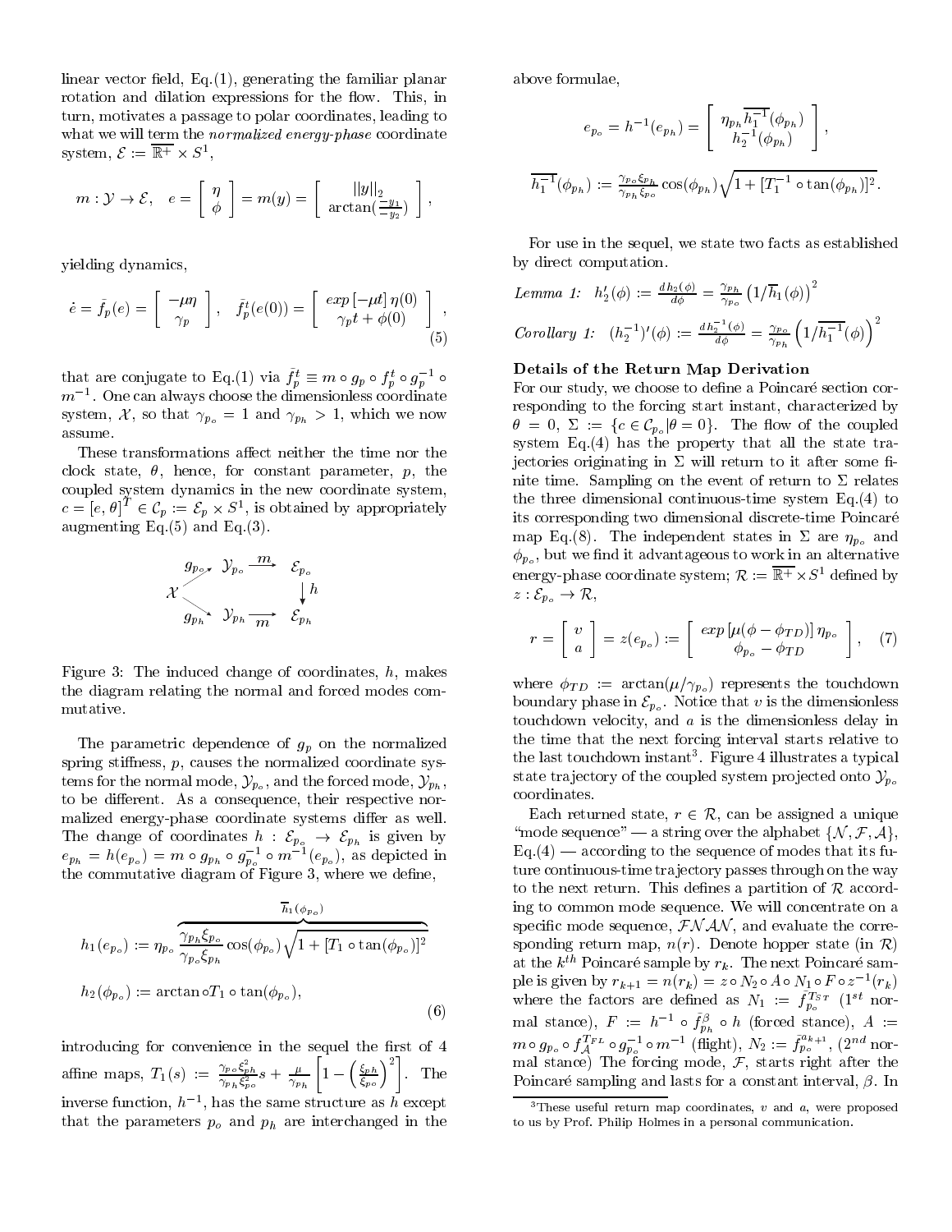linear vector field, Eq.(1), generating the familiar planar rotation and dilation expressions for the flow. This, in turn, motivates a passage to polar coordinates, leading to what we will term the *normalized energy-phase* coordinate system, $\mathcal{E} := \overline{\mathbb{R}^+} \times S^1$,

$$m : \mathcal{Y} \to \mathcal{E}, \quad e = \begin{bmatrix} \eta \\ \phi \end{bmatrix} = m(y) = \begin{bmatrix} ||y||_2 \\ \arctan(\frac{-y_1}{-y_2}) \end{bmatrix},$$

yielding dynamics,

$$\dot{e} = \bar{f}_p(e) = \begin{bmatrix} -\mu\eta \\ \gamma_p \end{bmatrix}, \quad \bar{f}_p^t(e(0)) = \begin{bmatrix} exp\,[-\mu t]\,\eta(0) \\ \gamma_p t + \phi(0) \end{bmatrix}, \tag{5}$$

that are conjugate to Eq.(1) via $\bar{f}_p^t \equiv m \circ g_p \circ f_p^t \circ g_p^{-1} \circ m^{-1}$. One can always choose the dimensionless coordinate system, $\mathcal{X}$, so that $\gamma_{p_o} = 1$ and $\gamma_{p_h} > 1$, which we now assume.

These transformations affect neither the time nor the clock state, $\theta$, hence, for constant parameter, $p$, the coupled system dynamics in the new coordinate system, $c = [e, \theta]^T \in \mathcal{C}_p := \mathcal{E}_p \times S^1$, is obtained by appropriately augmenting Eq.(5) and Eq.(3).

$$\begin{array}{ccc} & g_{p_o}\nearrow \ \mathcal{Y}_{p_o} \xrightarrow{\ m\ } & \mathcal{E}_{p_o} \\ \mathcal{X} & & \downarrow h \\ & g_{p_h}\searrow \ \mathcal{Y}_{p_h} \xrightarrow[\ m\ ]{} & \mathcal{E}_{p_h} \end{array}$$

Figure 3: The induced change of coordinates, $h$, makes the diagram relating the normal and forced modes commutative.

The parametric dependence of $g_p$ on the normalized spring stiffness, $p$, causes the normalized coordinate systems for the normal mode, $\mathcal{Y}_{p_o}$, and the forced mode, $\mathcal{Y}_{p_h}$, to be different. As a consequence, their respective normalized energy-phase coordinate systems differ as well. The change of coordinates $h : \mathcal{E}_{p_o} \to \mathcal{E}_{p_h}$ is given by $e_{p_h} = h(e_{p_o}) = m \circ g_{p_h} \circ g_{p_o}^{-1} \circ m^{-1}(e_{p_o})$, as depicted in the commutative diagram of Figure 3, where we define,

$$h_1(e_{p_o}) := \eta_{p_o} \overbrace{\frac{\gamma_{p_h}\xi_{p_o}}{\gamma_{p_o}\xi_{p_h}} \cos(\phi_{p_o}) \sqrt{1 + [T_1 \circ \tan(\phi_{p_o})]^2}}^{\overline{h}_1(\phi_{p_o})}$$

$$h_2(\phi_{p_o}) := \arctan \circ T_1 \circ \tan(\phi_{p_o}), \tag{6}$$

introducing for convenience in the sequel the first of 4 affine maps, $T_1(s) := \frac{\gamma_{p_o}\xi_{p_h}^2}{\gamma_{p_h}\xi_{p_o}^2} s + \frac{\mu}{\gamma_{p_h}} \left[ 1 - \left( \frac{\xi_{p_h}}{\xi_{p_o}} \right)^2 \right]$. The inverse function, $h^{-1}$, has the same structure as $h$ except that the parameters $p_o$ and $p_h$ are interchanged in the above formulae,

$$e_{p_o} = h^{-1}(e_{p_h}) = \begin{bmatrix} \eta_{p_h} \overline{h_1^{-1}}(\phi_{p_h}) \\ h_2^{-1}(\phi_{p_h}) \end{bmatrix},$$

$$\overline{h_1^{-1}}(\phi_{p_h}) := \tfrac{\gamma_{p_o}\xi_{p_h}}{\gamma_{p_h}\xi_{p_o}} \cos(\phi_{p_h}) \sqrt{1 + [T_1^{-1} \circ \tan(\phi_{p_h})]^2}.$$

For use in the sequel, we state two facts as established by direct computation.

*Lemma 1:* $h_2'(\phi) := \frac{d\,h_2(\phi)}{d\phi} = \frac{\gamma_{p_h}}{\gamma_{p_o}} \left( 1/\overline{h}_1(\phi) \right)^2$

*Corollary 1:* $(h_2^{-1})'(\phi) := \frac{d\,h_2^{-1}(\phi)}{d\phi} = \frac{\gamma_{p_o}}{\gamma_{p_h}} \left( 1/\overline{h_1^{-1}}(\phi) \right)^2$

**Details of the Return Map Derivation**

For our study, we choose to define a Poincaré section corresponding to the forcing start instant, characterized by $\theta = 0$, $\Sigma := \{c \in \mathcal{C}_{p_o} | \theta = 0\}$. The flow of the coupled system Eq.(4) has the property that all the state trajectories originating in $\Sigma$ will return to it after some finite time. Sampling on the event of return to $\Sigma$ relates the three dimensional continuous-time system Eq.(4) to its corresponding two dimensional discrete-time Poincaré map Eq.(8). The independent states in $\Sigma$ are $\eta_{p_o}$ and $\phi_{p_o}$, but we find it advantageous to work in an alternative energy-phase coordinate system; $\mathcal{R} := \overline{\mathbb{R}^+} \times S^1$ defined by $z : \mathcal{E}_{p_o} \to \mathcal{R}$,

$$r = \begin{bmatrix} v \\ a \end{bmatrix} = z(e_{p_o}) := \begin{bmatrix} exp\,[\mu(\phi - \phi_{TD})]\,\eta_{p_o} \\ \phi_{p_o} - \phi_{TD} \end{bmatrix}, \tag{7}$$

where $\phi_{TD} := \arctan(\mu/\gamma_{p_o})$ represents the touchdown boundary phase in $\mathcal{E}_{p_o}$. Notice that $v$ is the dimensionless touchdown velocity, and $a$ is the dimensionless delay in the time that the next forcing interval starts relative to the last touchdown instant[3]. Figure 4 illustrates a typical state trajectory of the coupled system projected onto $\mathcal{Y}_{p_o}$ coordinates.

Each returned state, $r \in \mathcal{R}$, can be assigned a unique "mode sequence" — a string over the alphabet $\{\mathcal{N}, \mathcal{F}, \mathcal{A}\}$, Eq.(4) — according to the sequence of modes that its future continuous-time trajectory passes through on the way to the next return. This defines a partition of $\mathcal{R}$ according to common mode sequence. We will concentrate on a specific mode sequence, $\mathcal{FNAN}$, and evaluate the corresponding return map, $n(r)$. Denote hopper state (in $\mathcal{R}$) at the $k^{th}$ Poincaré sample by $r_k$. The next Poincaré sample is given by $r_{k+1} = n(r_k) = z \circ N_2 \circ A \circ N_1 \circ F \circ z^{-1}(r_k)$ where the factors are defined as $N_1 := \bar{f}_{p_o}^{T_{ST}}$ ($1^{st}$ normal stance), $F := h^{-1} \circ \bar{f}_{p_h}^{\beta} \circ h$ (forced stance), $A := m \circ g_{p_o} \circ f_{\mathcal{A}}^{T_{FL}} \circ g_{p_o}^{-1} \circ m^{-1}$ (flight), $N_2 := \bar{f}_{p_o}^{a_{k+1}}$, ($2^{nd}$ normal stance) The forcing mode, $\mathcal{F}$, starts right after the Poincaré sampling and lasts for a constant interval, $\beta$. In

[3] These useful return map coordinates, $v$ and $a$, were proposed to us by Prof. Philip Holmes in a personal communication.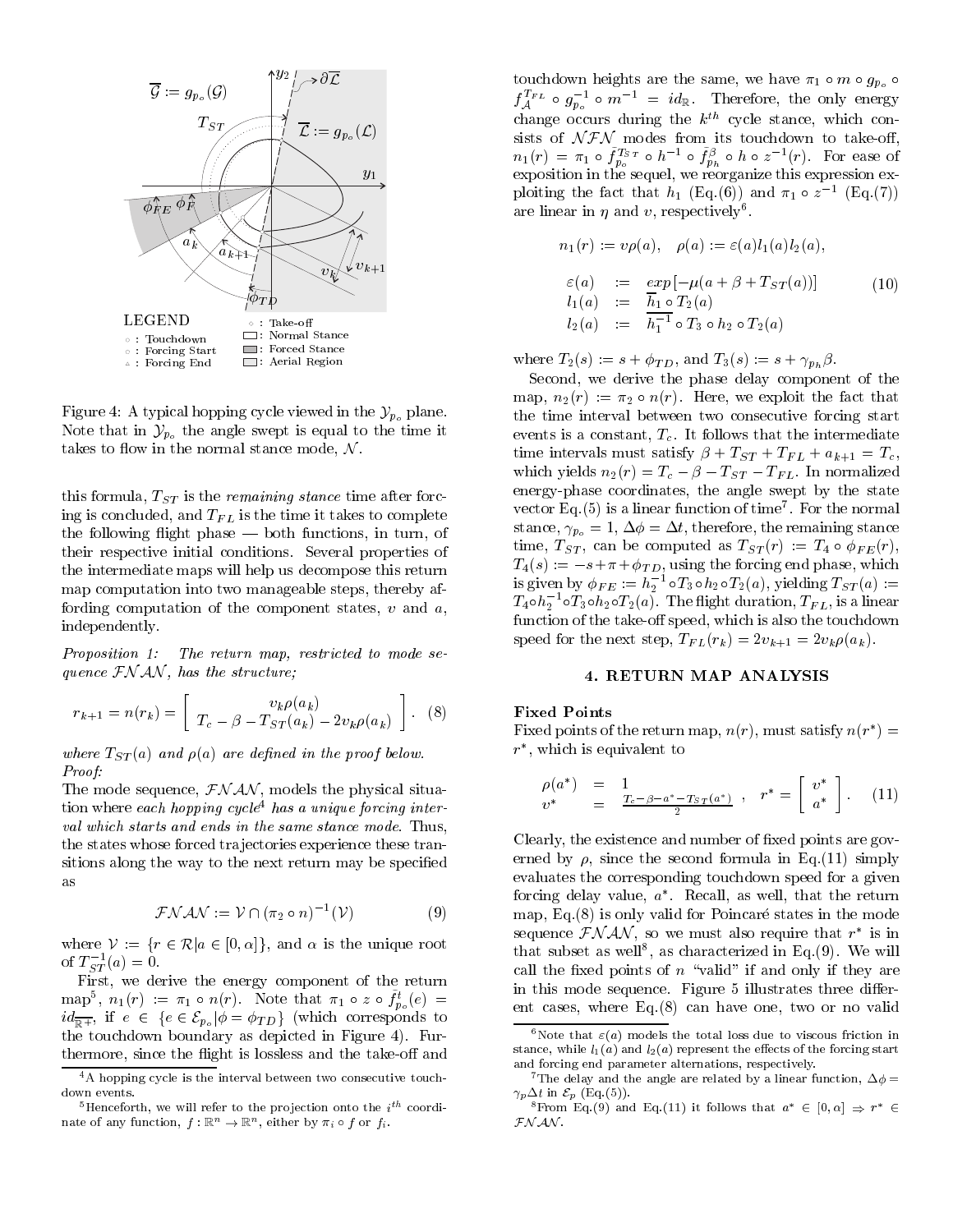Figure 4: A typical hopping cycle viewed in the $\mathcal{Y}_{p_o}$ plane. Note that in $\mathcal{Y}_{p_o}$ the angle swept is equal to the time it takes to flow in the normal stance mode, $\mathcal{N}$.

this formula, $T_{ST}$ is the *remaining stance* time after forcing is concluded, and $T_{FL}$ is the time it takes to complete the following flight phase — both functions, in turn, of their respective initial conditions. Several properties of the intermediate maps will help us decompose this return map computation into two manageable steps, thereby affording computation of the component states, $v$ and $a$, independently.

*Proposition 1: The return map, restricted to mode sequence $\mathcal{FNAN}$, has the structure;*

$$r_{k+1} = n(r_k) = \left[ \begin{array}{c} v_k \rho(a_k) \\ T_c - \beta - T_{ST}(a_k) - 2 v_k \rho(a_k) \end{array} \right]. \quad (8)$$

*where $T_{ST}(a)$ and $\rho(a)$ are defined in the proof below.*
*Proof:*
The mode sequence, $\mathcal{FNAN}$, models the physical situation where *each hopping cycle*[4] *has a unique forcing interval which starts and ends in the same stance mode.* Thus, the states whose forced trajectories experience these transitions along the way to the next return may be specified as

$$\mathcal{FNAN} := \mathcal{V} \cap (\pi_2 \circ n)^{-1}(\mathcal{V}) \quad (9)$$

where $\mathcal{V} := \{r \in \mathcal{R} | a \in [0, \alpha]\}$, and $\alpha$ is the unique root of $T_{ST}^{-1}(a) = 0$.

First, we derive the energy component of the return map[5], $n_1(r) := \pi_1 \circ n(r)$. Note that $\pi_1 \circ z \circ f_{p_o}^t(e) = id_{\overline{\mathbb{R}^+}}$, if $e \in \{e \in \mathcal{E}_{p_o} | \phi = \phi_{TD}\}$ (which corresponds to the touchdown boundary as depicted in Figure 4). Furthermore, since the flight is lossless and the take-off and touchdown heights are the same, we have $\pi_1 \circ m \circ g_{p_o} \circ f_{\mathcal{A}}^{T_{FL}} \circ g_{p_o}^{-1} \circ m^{-1} = id_{\mathbb{R}}$. Therefore, the only energy change occurs during the $k^{th}$ cycle stance, which consists of $\mathcal{NFN}$ modes from its touchdown to take-off, $n_1(r) = \pi_1 \circ \bar{f}_{p_o}^{T_{ST}} \circ h^{-1} \circ \bar{f}_{p_h}^{\beta} \circ h \circ z^{-1}(r)$. For ease of exposition in the sequel, we reorganize this expression exploiting the fact that $h_1$ (Eq.(6)) and $\pi_1 \circ z^{-1}$ (Eq.(7)) are linear in $\eta$ and $v$, respectively[6].

$$n_1(r) := v\rho(a), \quad \rho(a) := \varepsilon(a) l_1(a) l_2(a),$$

$$\begin{array}{rcl} \varepsilon(a) & := & exp[-\mu(a + \beta + T_{ST}(a))] \\ l_1(a) & := & \overline{h_1} \circ T_2(a) \\ l_2(a) & := & \overline{h_1^{-1}} \circ T_3 \circ h_2 \circ T_2(a) \end{array} \quad (10)$$

where $T_2(s) := s + \phi_{TD}$, and $T_3(s) := s + \gamma_{p_h}\beta$.

Second, we derive the phase delay component of the map, $n_2(r) := \pi_2 \circ n(r)$. Here, we exploit the fact that the time interval between two consecutive forcing start events is a constant, $T_c$. It follows that the intermediate time intervals must satisfy $\beta + T_{ST} + T_{FL} + a_{k+1} = T_c$, which yields $n_2(r) = T_c - \beta - T_{ST} - T_{FL}$. In normalized energy-phase coordinates, the angle swept by the state vector Eq.(5) is a linear function of time[7]. For the normal stance, $\gamma_{p_o} = 1$, $\Delta\phi = \Delta t$, therefore, the remaining stance time, $T_{ST}$, can be computed as $T_{ST}(r) := T_4 \circ \phi_{FE}(r)$, $T_4(s) := -s + \pi + \phi_{TD}$, using the forcing end phase, which is given by $\phi_{FE} := h_2^{-1} \circ T_3 \circ h_2 \circ T_2(a)$, yielding $T_{ST}(a) := T_4 \circ h_2^{-1} \circ T_3 \circ h_2 \circ T_2(a)$. The flight duration, $T_{FL}$, is a linear function of the take-off speed, which is also the touchdown speed for the next step, $T_{FL}(r_k) = 2v_{k+1} = 2v_k\rho(a_k)$.

## 4. RETURN MAP ANALYSIS

**Fixed Points**
Fixed points of the return map, $n(r)$, must satisfy $n(r^*) = r^*$, which is equivalent to

$$\begin{array}{rcl} \rho(a^*) & = & 1 \\ v^* & = & \frac{T_c - \beta - a^* - T_{ST}(a^*)}{2} \end{array}, \quad r^* = \left[ \begin{array}{c} v^* \\ a^* \end{array} \right]. \quad (11)$$

Clearly, the existence and number of fixed points are governed by $\rho$, since the second formula in Eq.(11) simply evaluates the corresponding touchdown speed for a given forcing delay value, $a^*$. Recall, as well, that the return map, Eq.(8) is only valid for Poincaré states in the mode sequence $\mathcal{FNAN}$, so we must also require that $r^*$ is in that subset as well[8], as characterized in Eq.(9). We will call the fixed points of $n$ "valid" if and only if they are in this mode sequence. Figure 5 illustrates three different cases, where Eq.(8) can have one, two or no valid

---

[4] A hopping cycle is the interval between two consecutive touchdown events.

[5] Henceforth, we will refer to the projection onto the $i^{th}$ coordinate of any function, $f : \mathbb{R}^n \to \mathbb{R}^n$, either by $\pi_i \circ f$ or $f_i$.

[6] Note that $\varepsilon(a)$ models the total loss due to viscous friction in stance, while $l_1(a)$ and $l_2(a)$ represent the effects of the forcing start and forcing end parameter alternations, respectively.

[7] The delay and the angle are related by a linear function, $\Delta\phi = \gamma_p \Delta t$ in $\mathcal{E}_p$ (Eq.(5)).

[8] From Eq.(9) and Eq.(11) it follows that $a^* \in [0, \alpha] \Rightarrow r^* \in \mathcal{FNAN}$.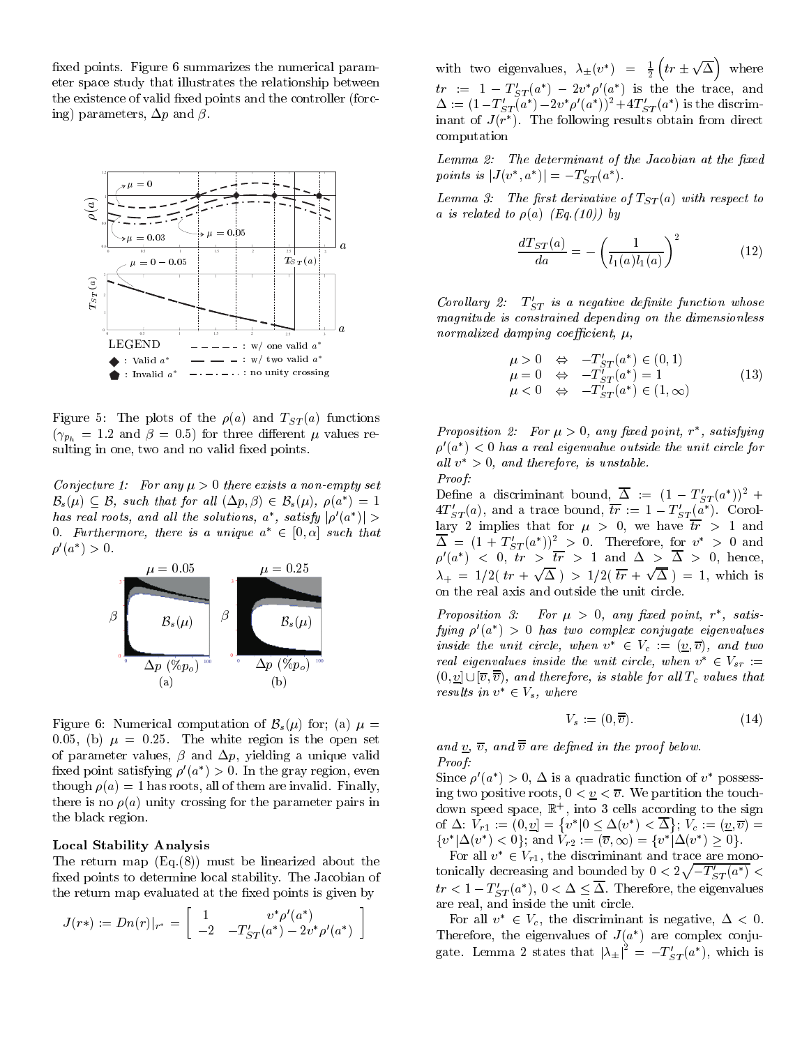fixed points. Figure 6 summarizes the numerical parameter space study that illustrates the relationship between the existence of valid fixed points and the controller (forcing) parameters, $\Delta p$ and $\beta$.

Figure 5: The plots of the $\rho(a)$ and $T_{ST}(a)$ functions ($\gamma_{p_h} = 1.2$ and $\beta = 0.5$) for three different $\mu$ values resulting in one, two and no valid fixed points.

*Conjecture 1: For any $\mu > 0$ there exists a non-empty set $\mathcal{B}_s(\mu) \subseteq \mathcal{B}$, such that for all $(\Delta p, \beta) \in \mathcal{B}_s(\mu)$, $\rho(a^*) = 1$ has real roots, and all the solutions, $a^*$, satisfy $|\rho'(a^*)| > 0$. Furthermore, there is a unique $a^* \in [0, \alpha]$ such that $\rho'(a^*) > 0$.*

Figure 6: Numerical computation of $\mathcal{B}_s(\mu)$ for; (a) $\mu = 0.05$, (b) $\mu = 0.25$. The white region is the open set of parameter values, $\beta$ and $\Delta p$, yielding a unique valid fixed point satisfying $\rho'(a^*) > 0$. In the gray region, even though $\rho(a) = 1$ has roots, all of them are invalid. Finally, there is no $\rho(a)$ unity crossing for the parameter pairs in the black region.

**Local Stability Analysis**

The return map (Eq.(8)) must be linearized about the fixed points to determine local stability. The Jacobian of the return map evaluated at the fixed points is given by

$$J(r*) := Dn(r)|_{r^*} = \begin{bmatrix} 1 & v^*\rho'(a^*) \\ -2 & -T'_{ST}(a^*) - 2v^*\rho'(a^*) \end{bmatrix}$$

with two eigenvalues, $\lambda_\pm(v^*) = \frac{1}{2}\left(tr \pm \sqrt{\Delta}\right)$ where $tr := 1 - T'_{ST}(a^*) - 2v^*\rho'(a^*)$ is the the trace, and $\Delta := (1 - T'_{ST}(a^*) - 2v^*\rho'(a^*))^2 + 4T'_{ST}(a^*)$ is the discriminant of $J(r^*)$. The following results obtain from direct computation

*Lemma 2: The determinant of the Jacobian at the fixed points is $|J(v^*, a^*)| = -T'_{ST}(a^*)$.*

*Lemma 3: The first derivative of $T_{ST}(a)$ with respect to $a$ is related to $\rho(a)$ (Eq.(10)) by*

$$\frac{dT_{ST}(a)}{da} = -\left(\frac{1}{l_1(a)l_1(a)}\right)^2 \tag{12}$$

*Corollary 2: $T'_{ST}$ is a negative definite function whose magnitude is constrained depending on the dimensionless normalized damping coefficient, $\mu$,*

$$\begin{array}{lcl} \mu > 0 & \Leftrightarrow & -T'_{ST}(a^*) \in (0, 1) \\ \mu = 0 & \Leftrightarrow & -T'_{ST}(a^*) = 1 \\ \mu < 0 & \Leftrightarrow & -T'_{ST}(a^*) \in (1, \infty) \end{array} \tag{13}$$

*Proposition 2: For $\mu > 0$, any fixed point, $r^*$, satisfying $\rho'(a^*) < 0$ has a real eigenvalue outside the unit circle for all $v^* > 0$, and therefore, is unstable.*

*Proof:*

Define a discriminant bound, $\overline{\Delta} := (1 - T'_{ST}(a^*))^2 + 4T'_{ST}(a)$, and a trace bound, $\overline{tr} := 1 - T'_{ST}(a^*)$. Corollary 2 implies that for $\mu > 0$, we have $\overline{tr} > 1$ and $\overline{\Delta} = (1 + T'_{ST}(a^*))^2 > 0$. Therefore, for $v^* > 0$ and $\rho'(a^*) < 0$, $tr > \overline{tr} > 1$ and $\Delta > \overline{\Delta} > 0$, hence, $\lambda_+ = 1/2(\,tr + \sqrt{\Delta}\,) > 1/2(\,\overline{tr} + \sqrt{\overline{\Delta}}\,) = 1$, which is on the real axis and outside the unit circle.

*Proposition 3: For $\mu > 0$, any fixed point, $r^*$, satisfying $\rho'(a^*) > 0$ has two complex conjugate eigenvalues inside the unit circle, when $v^* \in V_c := (\underline{v}, \overline{v})$, and two real eigenvalues inside the unit circle, when $v^* \in V_{sr} := (0, \underline{v}] \cup [\overline{v}, \overline{\overline{v}})$, and therefore, is stable for all $T_c$ values that results in $v^* \in V_s$, where*

$$V_s := (0, \overline{\overline{v}}). \tag{14}$$

*and $\underline{v}$, $\overline{v}$, and $\overline{\overline{v}}$ are defined in the proof below.*

*Proof:*

Since $\rho'(a^*) > 0$, $\Delta$ is a quadratic function of $v^*$ possessing two positive roots, $0 < \underline{v} < \overline{v}$. We partition the touchdown speed space, $\mathbb{R}^+$, into 3 cells according to the sign of $\Delta$: $V_{r1} := (0, \underline{v}] = \{v^* | 0 \leq \Delta(v^*) < \overline{\Delta}\}$; $V_c := (\underline{v}, \overline{v}) = \{v^* | \Delta(v^*) < 0\}$; and $V_{r2} := (\overline{v}, \infty) = \{v^* | \Delta(v^*) \geq 0\}$.

For all $v^* \in V_{r1}$, the discriminant and trace are monotonically decreasing and bounded by $0 < 2\sqrt{-T'_{ST}(a^*)} < tr < 1 - T'_{ST}(a^*)$, $0 < \Delta \leq \overline{\Delta}$. Therefore, the eigenvalues are real, and inside the unit circle.

For all $v^* \in V_c$, the discriminant is negative, $\Delta < 0$. Therefore, the eigenvalues of $J(a^*)$ are complex conjugate. Lemma 2 states that $|\lambda_\pm|^2 = -T'_{ST}(a^*)$, which is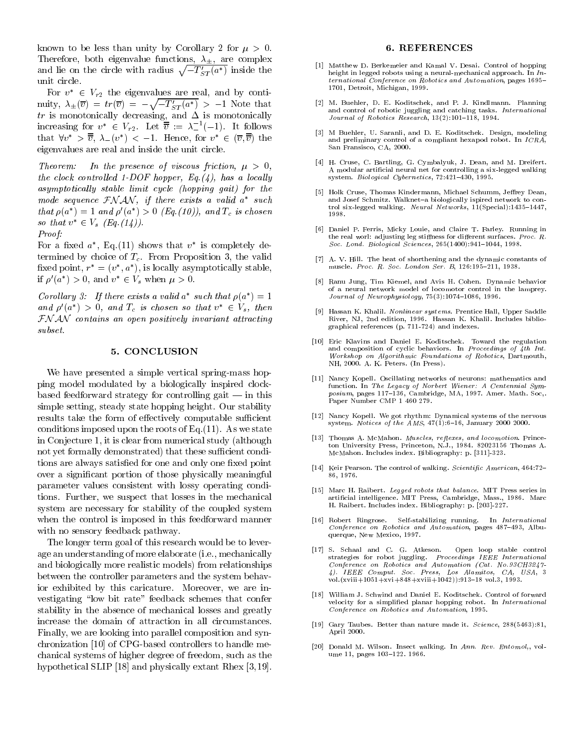known to be less than unity by Corollary 2 for $\mu > 0$. Therefore, both eigenvalue functions, $\lambda_{\pm}$, are complex and lie on the circle with radius $\sqrt{-T'_{ST}(a^*)}$ inside the unit circle.

For $v^* \in V_{r2}$ the eigenvalues are real, and by continuity, $\lambda_{\pm}(\overline{v}) = tr(\overline{v}) = -\sqrt{-T'_{ST}(a^*)} > -1$ Note that $tr$ is monotonically decreasing, and $\Delta$ is monotonically increasing for $v^* \in V_{r2}$. Let $\overline{\overline{v}} := \lambda_{-}^{-1}(-1)$. It follows that $\forall v^* > \overline{\overline{v}}$, $\lambda_{-}(v^*) < -1$. Hence, for $v^* \in (\overline{v}, \overline{\overline{v}})$ the eigenvalues are real and inside the unit circle.

*Theorem: In the presence of viscous friction, $\mu > 0$, the clock controlled 1-DOF hopper, Eq.(4), has a locally asymptotically stable limit cycle (hopping gait) for the mode sequence $\mathcal{FNAN}$, if there exists a valid $a^*$ such that $\rho(a^*) = 1$ and $\rho'(a^*) > 0$ (Eq.(10)), and $T_c$ is chosen so that $v^* \in V_s$ (Eq.(14)).*

*Proof:*
For a fixed $a^*$, Eq.(11) shows that $v^*$ is completely determined by choice of $T_c$. From Proposition 3, the valid fixed point, $r^* = (v^*, a^*)$, is locally asymptotically stable, if $\rho'(a^*) > 0$, and $v^* \in V_s$ when $\mu > 0$.

*Corollary 3: If there exists a valid $a^*$ such that $\rho(a^*) = 1$ and $\rho'(a^*) > 0$, and $T_c$ is chosen so that $v^* \in V_s$, then $\mathcal{FNAN}$ contains an open positively invariant attracting subset.*

## 5. CONCLUSION

We have presented a simple vertical spring-mass hopping model modulated by a biologically inspired clock-based feedforward strategy for controlling gait — in this simple setting, steady state hopping height. Our stability results take the form of effectively computable sufficient conditions imposed upon the roots of Eq.(11). As we state in Conjecture 1, it is clear from numerical study (although not yet formally demonstrated) that these sufficient conditions are always satisfied for one and only one fixed point over a significant portion of those physically meaningful parameter values consistent with lossy operating conditions. Further, we suspect that losses in the mechanical system are necessary for stability of the coupled system when the control is imposed in this feedforward manner with no sensory feedback pathway.

The longer term goal of this research would be to leverage an understanding of more elaborate (i.e., mechanically and biologically more realistic models) from relationships between the controller parameters and the system behavior exhibited by this caricature. Moreover, we are investigating "low bit rate" feedback schemes that confer stability in the absence of mechanical losses and greatly increase the domain of attraction in all circumstances. Finally, we are looking into parallel composition and synchronization [10] of CPG-based controllers to handle mechanical systems of higher degree of freedom, such as the hypothetical SLIP [18] and physically extant Rhex [3,19].

## 6. REFERENCES

[1] Matthew D. Berkemeier and Kamal V. Desai. Control of hopping height in legged robots using a neural-mechanical approach. In *International Conference on Robotics and Automation*, pages 1695–1701, Detroit, Michigan, 1999.

[2] M. Buehler, D. E. Koditschek, and P. J. Kindlmann. Planning and control of robotic juggling and catching tasks. *International Journal of Robotics Research*, 13(2):101–118, 1994.

[3] M Buehler, U. Saranli, and D. E. Koditschek. Design, modeling and preliminary control of a compliant hexapod robot. In *ICRA*, San Fransisco, CA, 2000.

[4] H. Cruse, C. Bartling, G. Cymbalyuk, J. Dean, and M. Dreifert. A modular artificial neural net for controlling a six-legged walking system. *Biological Cybernetics*, 72:421–430, 1995.

[5] Holk Cruse, Thomas Kindermann, Michael Schumm, Jeffrey Dean, and Josef Schmitz. Walknet–a biologically ispired network to control six-legged walking. *Neural Networks*, 11(Special):1435–1447, 1998.

[6] Daniel P. Ferris, Micky Louie, and Claire T. Farley. Running in the real worl: adjusting leg stiffness for different surfaces. *Proc. R. Soc. Lond. Biological Sciences*, 265(1400):941–1044, 1998.

[7] A. V. Hill. The heat of shorthening and the dynamic constants of muscle. *Proc. R. Soc. London Ser. B*, 126:195–211, 1938.

[8] Ranu Jung, Tim Kiemel, and Avis H. Cohen. Dynamic behavior of a neural network model of locomotor control in the lamprey. *Journal of Neurophysiology*, 75(3):1074–1086, 1996.

[9] Hassan K. Khalil. *Nonlinear systems*. Prentice Hall, Upper Saddle River, NJ, 2nd edition, 1996. Hassan K. Khalil. Includes bibliographical references (p. 711-724) and indexes.

[10] Eric Klavins and Daniel E. Koditschek. Toward the regulation and composition of cyclic behaviors. In *Proceedings of 4th Int. Workshop on Algorithmic Foundations of Robotics*, Dartmouth, NH, 2000. A. K. Peters. (In Press).

[11] Nancy Kopell. Oscillating networks of neurons: mathematics and function. In *The Legacy of Norbert Wiener: A Centennial Symposium*, pages 117–136, Cambridge, MA, 1997. Amer. Math. Soc,. Paper Number CMP 1 460 279.

[12] Nancy Kopell. We got rhythm: Dynamical systems of the nervous system. *Notices of the AMS*, 47(1):6–16, January 2000 2000.

[13] Thomas A. McMahon. *Muscles, reflexes, and locomotion*. Princeton University Press, Princeton, N.J., 1984. 82023156 Thomas A. McMahon. Includes index. Bibliography: p. [311]-323.

[14] Keir Pearson. The control of walking. *Scientific American*, 464:72–86, 1976.

[15] Marc H. Raibert. *Legged robots that balance*. MIT Press series in artificial intelligence. MIT Press, Cambridge, Mass., 1986. Marc H. Raibert. Includes index. Bibliography: p. [203]-227.

[16] Robert Ringrose. Self-stabilizing running. In *International Conference on Robotics and Automation*, pages 487–493, Albuquerque, New Mexico, 1997.

[17] S. Schaal and C. G. Atkeson. Open loop stable control strategies for robot juggling. *Proceedings IEEE International Conference on Robotics and Automation (Cat. No.93CH3247-4). IEEE Comput. Soc. Press, Los Alamitos, CA, USA*, 3 vol.(xviii+1051+xvi+848+xviii+1042)):913–18 vol.3, 1993.

[18] William J. Schwind and Daniel E. Koditschek. Control of forward velocity for a simplified planar hopping robot. In *International Conference on Robotics and Automation*, 1995.

[19] Gary Taubes. Better than nature made it. *Science*, 288(5463):81, April 2000.

[20] Donald M. Wilson. Insect walking. In *Ann. Rev. Entomol,*, volume 11, pages 103–122. 1966.